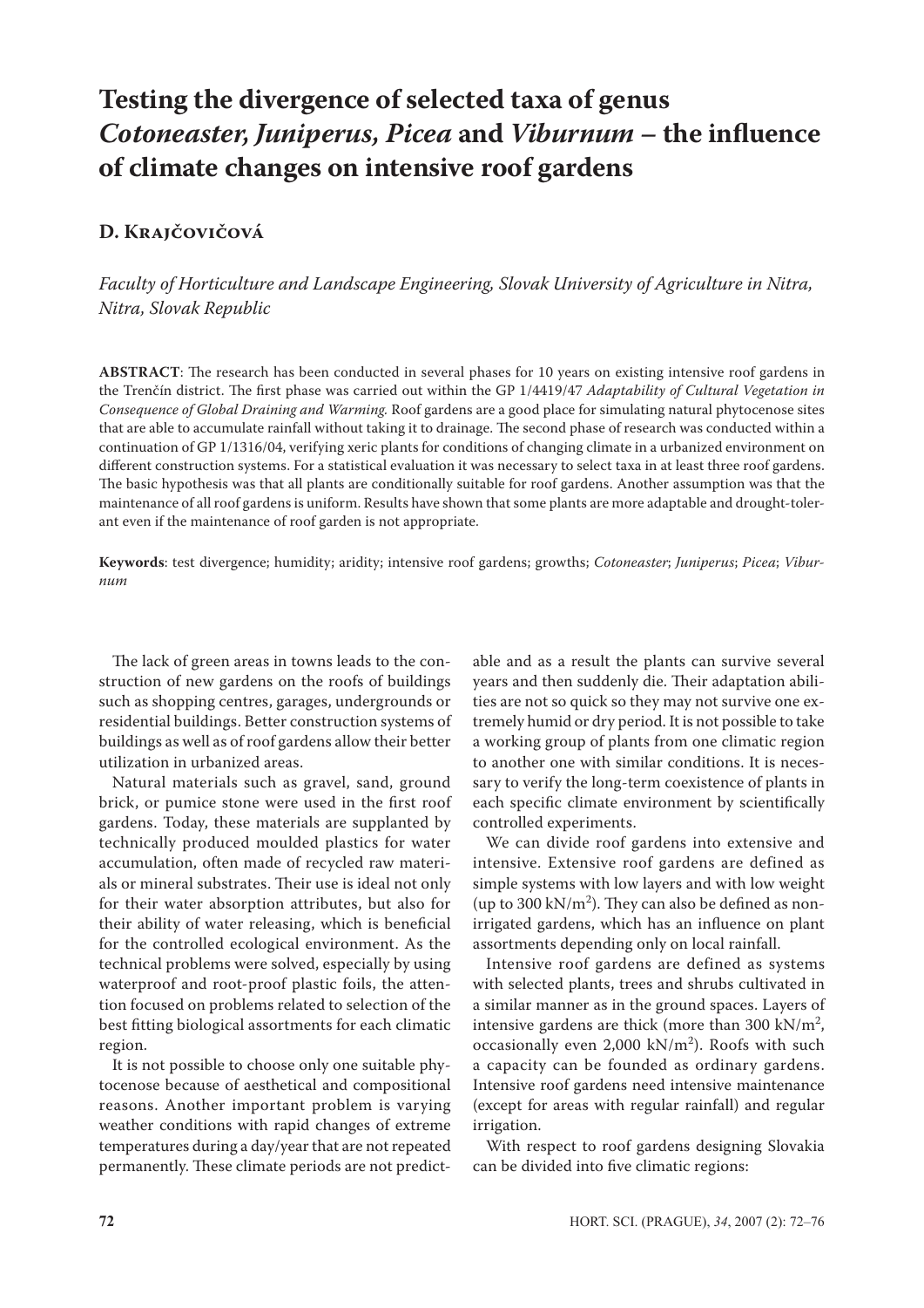# Testing the divergence of selected taxa of genus *Cotoneaster, Juniperus, Picea* and *Viburnum* – the influence of climate changes on intensive roof gardens

## D. Krajčovičová

*Faculty of Horticulture and Landscape Engineering, Slovak University of Agriculture in Nitra, Nitra, Slovak Republic*

**ABSTRACT**: The research has been conducted in several phases for 10 years on existing intensive roof gardens in the Trenčín district. The first phase was carried out within the GP 1/4419/47 *Adaptability of Cultural Vegetation in Consequence of Global Draining and Warming.* Roof gardens are a good place for simulating natural phytocenose sites that are able to accumulate rainfall without taking it to drainage. The second phase of research was conducted within a continuation of GP 1/1316/04, verifying xeric plants for conditions of changing climate in a urbanized environment on different construction systems. For a statistical evaluation it was necessary to select taxa in at least three roof gardens. The basic hypothesis was that all plants are conditionally suitable for roof gardens. Another assumption was that the maintenance of all roof gardens is uniform. Results have shown that some plants are more adaptable and drought-tolerant even if the maintenance of roof garden is not appropriate.

**Keywords**: test divergence; humidity; aridity; intensive roof gardens; growths; *Cotoneaster*; *Juniperus*; *Picea*; *Viburnum*

The lack of green areas in towns leads to the construction of new gardens on the roofs of buildings such as shopping centres, garages, undergrounds or residential buildings. Better construction systems of buildings as well as of roof gardens allow their better utilization in urbanized areas.

Natural materials such as gravel, sand, ground brick, or pumice stone were used in the first roof gardens. Today, these materials are supplanted by technically produced moulded plastics for water accumulation, often made of recycled raw materials or mineral substrates. Their use is ideal not only for their water absorption attributes, but also for their ability of water releasing, which is beneficial for the controlled ecological environment. As the technical problems were solved, especially by using waterproof and root-proof plastic foils, the attention focused on problems related to selection of the best fitting biological assortments for each climatic region.

It is not possible to choose only one suitable phytocenose because of aesthetical and compositional reasons. Another important problem is varying weather conditions with rapid changes of extreme temperatures during a day/year that are not repeated permanently. These climate periods are not predictable and as a result the plants can survive several years and then suddenly die. Their adaptation abilities are not so quick so they may not survive one extremely humid or dry period. It is not possible to take a working group of plants from one climatic region to another one with similar conditions. It is necessary to verify the long-term coexistence of plants in each specific climate environment by scientifically controlled experiments.

We can divide roof gardens into extensive and intensive. Extensive roof gardens are defined as simple systems with low layers and with low weight (up to 300 kN/m$^2$). They can also be defined as non-irrigated gardens, which has an influence on plant assortments depending only on local rainfall.

Intensive roof gardens are defined as systems with selected plants, trees and shrubs cultivated in a similar manner as in the ground spaces. Layers of intensive gardens are thick (more than 300 kN/m$^2$, occasionally even 2,000 kN/m$^2$). Roofs with such a capacity can be founded as ordinary gardens. Intensive roof gardens need intensive maintenance (except for areas with regular rainfall) and regular irrigation.

With respect to roof gardens designing Slovakia can be divided into five climatic regions: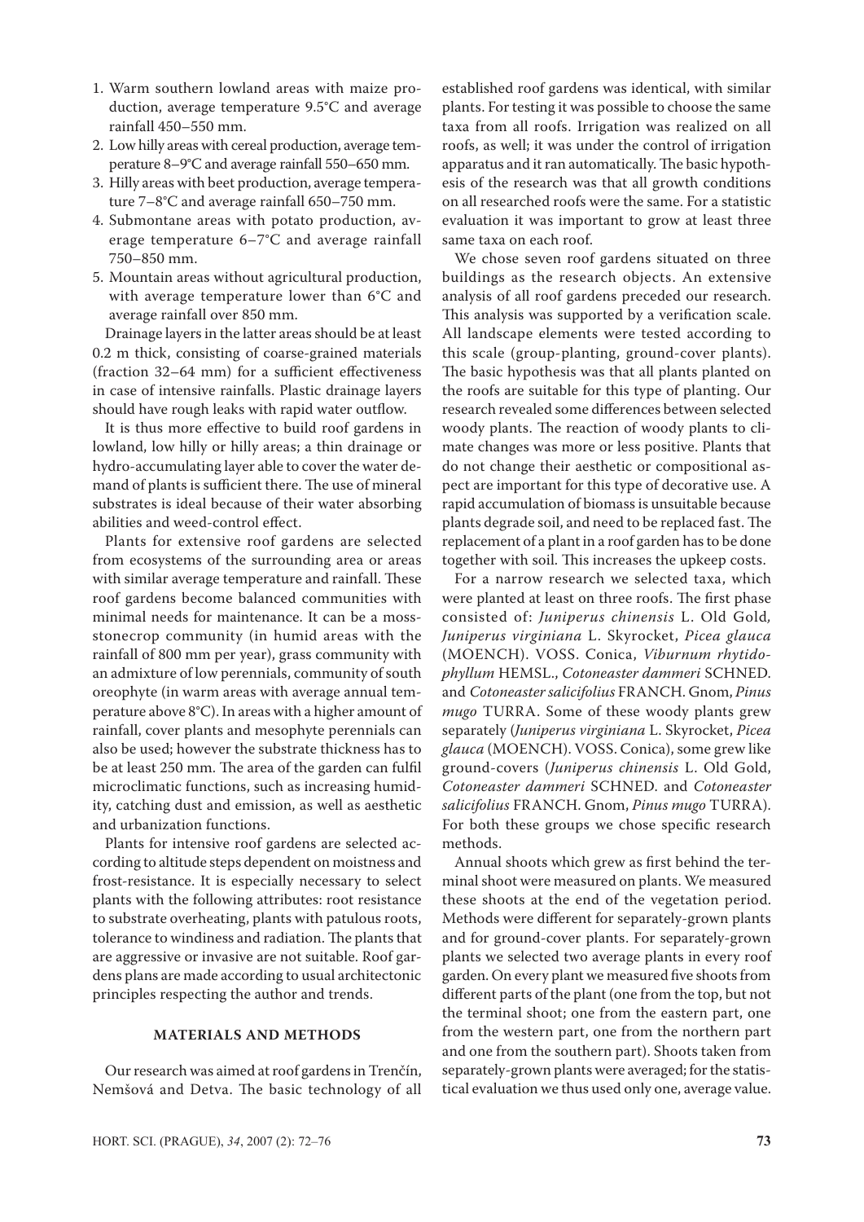1. Warm southern lowland areas with maize production, average temperature 9.5°C and average rainfall 450–550 mm.
2. Low hilly areas with cereal production, average temperature 8–9°C and average rainfall 550–650 mm.
3. Hilly areas with beet production, average temperature 7–8°C and average rainfall 650–750 mm.
4. Submontane areas with potato production, average temperature 6–7°C and average rainfall 750–850 mm.
5. Mountain areas without agricultural production, with average temperature lower than 6°C and average rainfall over 850 mm.

Drainage layers in the latter areas should be at least 0.2 m thick, consisting of coarse-grained materials (fraction 32–64 mm) for a sufficient effectiveness in case of intensive rainfalls. Plastic drainage layers should have rough leaks with rapid water outflow.

It is thus more effective to build roof gardens in lowland, low hilly or hilly areas; a thin drainage or hydro-accumulating layer able to cover the water demand of plants is sufficient there. The use of mineral substrates is ideal because of their water absorbing abilities and weed-control effect.

Plants for extensive roof gardens are selected from ecosystems of the surrounding area or areas with similar average temperature and rainfall. These roof gardens become balanced communities with minimal needs for maintenance. It can be a moss-stonecrop community (in humid areas with the rainfall of 800 mm per year), grass community with an admixture of low perennials, community of south oreophyte (in warm areas with average annual temperature above 8°C). In areas with a higher amount of rainfall, cover plants and mesophyte perennials can also be used; however the substrate thickness has to be at least 250 mm. The area of the garden can fulfil microclimatic functions, such as increasing humidity, catching dust and emission, as well as aesthetic and urbanization functions.

Plants for intensive roof gardens are selected according to altitude steps dependent on moistness and frost-resistance. It is especially necessary to select plants with the following attributes: root resistance to substrate overheating, plants with patulous roots, tolerance to windiness and radiation. The plants that are aggressive or invasive are not suitable. Roof gardens plans are made according to usual architectonic principles respecting the author and trends.

## MATERIALS AND METHODS

Our research was aimed at roof gardens in Trenčín, Nemšová and Detva. The basic technology of all established roof gardens was identical, with similar plants. For testing it was possible to choose the same taxa from all roofs. Irrigation was realized on all roofs, as well; it was under the control of irrigation apparatus and it ran automatically. The basic hypothesis of the research was that all growth conditions on all researched roofs were the same. For a statistic evaluation it was important to grow at least three same taxa on each roof.

We chose seven roof gardens situated on three buildings as the research objects. An extensive analysis of all roof gardens preceded our research. This analysis was supported by a verification scale. All landscape elements were tested according to this scale (group-planting, ground-cover plants). The basic hypothesis was that all plants planted on the roofs are suitable for this type of planting. Our research revealed some differences between selected woody plants. The reaction of woody plants to climate changes was more or less positive. Plants that do not change their aesthetic or compositional aspect are important for this type of decorative use. A rapid accumulation of biomass is unsuitable because plants degrade soil, and need to be replaced fast. The replacement of a plant in a roof garden has to be done together with soil. This increases the upkeep costs.

For a narrow research we selected taxa, which were planted at least on three roofs. The first phase consisted of: *Juniperus chinensis* L. Old Gold, *Juniperus virginiana* L. Skyrocket, *Picea glauca* (MOENCH). VOSS. Conica, *Viburnum rhytidophyllum* HEMSL., *Cotoneaster dammeri* SCHNED. and *Cotoneaster salicifolius* FRANCH. Gnom, *Pinus mugo* TURRA. Some of these woody plants grew separately (*Juniperus virginiana* L. Skyrocket, *Picea glauca* (MOENCH). VOSS. Conica), some grew like ground-covers (*Juniperus chinensis* L. Old Gold, *Cotoneaster dammeri* SCHNED. and *Cotoneaster salicifolius* FRANCH. Gnom, *Pinus mugo* TURRA). For both these groups we chose specific research methods.

Annual shoots which grew as first behind the terminal shoot were measured on plants. We measured these shoots at the end of the vegetation period. Methods were different for separately-grown plants and for ground-cover plants. For separately-grown plants we selected two average plants in every roof garden. On every plant we measured five shoots from different parts of the plant (one from the top, but not the terminal shoot; one from the eastern part, one from the western part, one from the northern part and one from the southern part). Shoots taken from separately-grown plants were averaged; for the statistical evaluation we thus used only one, average value.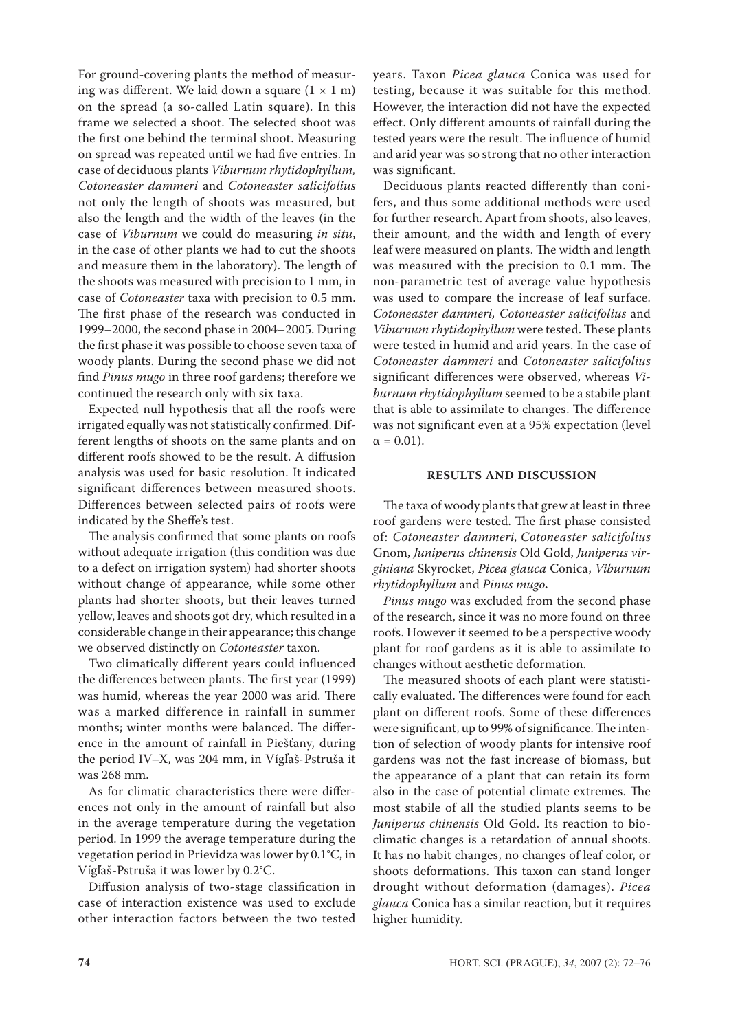For ground-covering plants the method of measuring was different. We laid down a square (1 × 1 m) on the spread (a so-called Latin square). In this frame we selected a shoot. The selected shoot was the first one behind the terminal shoot. Measuring on spread was repeated until we had five entries. In case of deciduous plants *Viburnum rhytidophyllum, Cotoneaster dammeri* and *Cotoneaster salicifolius* not only the length of shoots was measured, but also the length and the width of the leaves (in the case of *Viburnum* we could do measuring *in situ*, in the case of other plants we had to cut the shoots and measure them in the laboratory). The length of the shoots was measured with precision to 1 mm, in case of *Cotoneaster* taxa with precision to 0.5 mm. The first phase of the research was conducted in 1999–2000, the second phase in 2004–2005. During the first phase it was possible to choose seven taxa of woody plants. During the second phase we did not find *Pinus mugo* in three roof gardens; therefore we continued the research only with six taxa.

Expected null hypothesis that all the roofs were irrigated equally was not statistically confirmed. Different lengths of shoots on the same plants and on different roofs showed to be the result. A diffusion analysis was used for basic resolution. It indicated significant differences between measured shoots. Differences between selected pairs of roofs were indicated by the Sheffe's test.

The analysis confirmed that some plants on roofs without adequate irrigation (this condition was due to a defect on irrigation system) had shorter shoots without change of appearance, while some other plants had shorter shoots, but their leaves turned yellow, leaves and shoots got dry, which resulted in a considerable change in their appearance; this change we observed distinctly on *Cotoneaster* taxon.

Two climatically different years could influenced the differences between plants. The first year (1999) was humid, whereas the year 2000 was arid. There was a marked difference in rainfall in summer months; winter months were balanced. The difference in the amount of rainfall in Piešťany, during the period IV–X, was 204 mm, in Vígľaš-Pstruša it was 268 mm.

As for climatic characteristics there were differences not only in the amount of rainfall but also in the average temperature during the vegetation period. In 1999 the average temperature during the vegetation period in Prievidza was lower by 0.1°C, in Vígľaš-Pstruša it was lower by 0.2°C.

Diffusion analysis of two-stage classification in case of interaction existence was used to exclude other interaction factors between the two tested years. Taxon *Picea glauca* Conica was used for testing, because it was suitable for this method. However, the interaction did not have the expected effect. Only different amounts of rainfall during the tested years were the result. The influence of humid and arid year was so strong that no other interaction was significant.

Deciduous plants reacted differently than conifers, and thus some additional methods were used for further research. Apart from shoots, also leaves, their amount, and the width and length of every leaf were measured on plants. The width and length was measured with the precision to 0.1 mm. The non-parametric test of average value hypothesis was used to compare the increase of leaf surface. *Cotoneaster dammeri, Cotoneaster salicifolius* and *Viburnum rhytidophyllum* were tested. These plants were tested in humid and arid years. In the case of *Cotoneaster dammeri* and *Cotoneaster salicifolius* significant differences were observed, whereas *Viburnum rhytidophyllum* seemed to be a stabile plant that is able to assimilate to changes. The difference was not significant even at a 95% expectation (level $\alpha = 0.01$).

## RESULTS AND DISCUSSION

The taxa of woody plants that grew at least in three roof gardens were tested. The first phase consisted of: *Cotoneaster dammeri, Cotoneaster salicifolius* Gnom, *Juniperus chinensis* Old Gold, *Juniperus virginiana* Skyrocket, *Picea glauca* Conica, *Viburnum rhytidophyllum* and ***Pinus mugo.***

*Pinus mugo* was excluded from the second phase of the research, since it was no more found on three roofs. However it seemed to be a perspective woody plant for roof gardens as it is able to assimilate to changes without aesthetic deformation.

The measured shoots of each plant were statistically evaluated. The differences were found for each plant on different roofs. Some of these differences were significant, up to 99% of significance. The intention of selection of woody plants for intensive roof gardens was not the fast increase of biomass, but the appearance of a plant that can retain its form also in the case of potential climate extremes. The most stabile of all the studied plants seems to be *Juniperus chinensis* Old Gold. Its reaction to bioclimatic changes is a retardation of annual shoots. It has no habit changes, no changes of leaf color, or shoots deformations. This taxon can stand longer drought without deformation (damages). *Picea glauca* Conica has a similar reaction, but it requires higher humidity.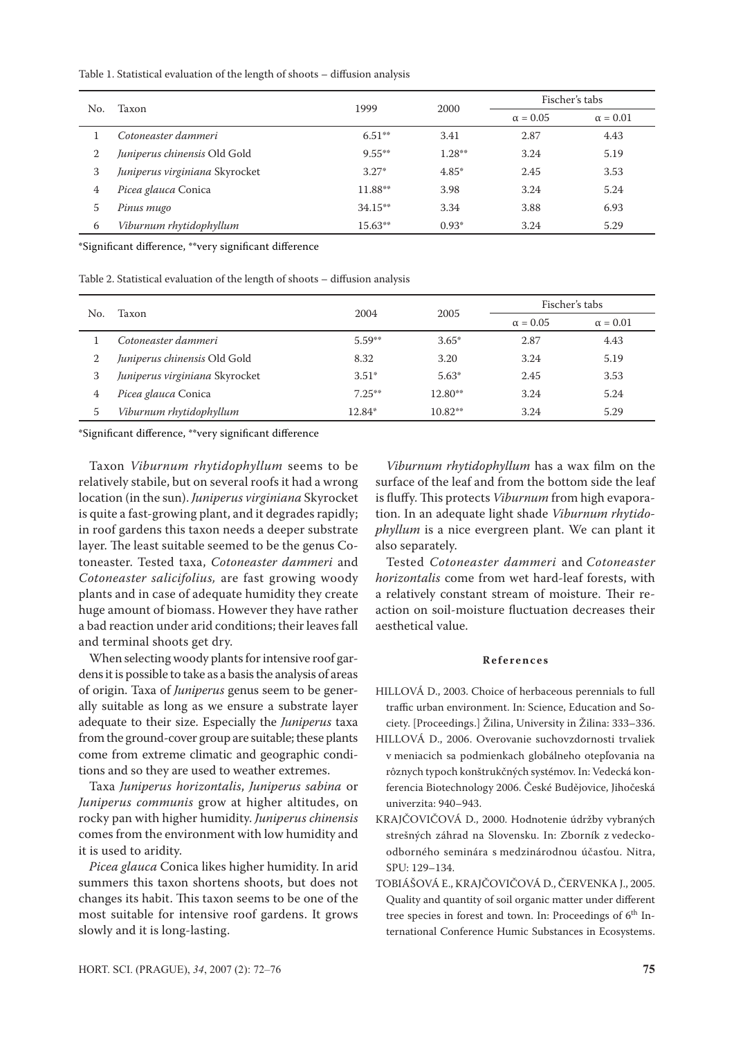Table 1. Statistical evaluation of the length of shoots – diffusion analysis

| No. | Taxon | 1999 | 2000 | Fischer's tabs | |
|---|---|---|---|---|---|
| | | | | $\alpha = 0.05$ | $\alpha = 0.01$ |
| 1 | *Cotoneaster dammeri* | 6.51** | 3.41 | 2.87 | 4.43 |
| 2 | *Juniperus chinensis* Old Gold | 9.55** | 1.28** | 3.24 | 5.19 |
| 3 | *Juniperus virginiana* Skyrocket | 3.27* | 4.85* | 2.45 | 3.53 |
| 4 | *Picea glauca* Conica | 11.88** | 3.98 | 3.24 | 5.24 |
| 5 | *Pinus mugo* | 34.15** | 3.34 | 3.88 | 6.93 |
| 6 | *Viburnum rhytidophyllum* | 15.63** | 0.93* | 3.24 | 5.29 |

*Significant difference, **very significant difference

Table 2. Statistical evaluation of the length of shoots – diffusion analysis

| No. | Taxon | 2004 | 2005 | Fischer's tabs | |
|---|---|---|---|---|---|
| | | | | $\alpha = 0.05$ | $\alpha = 0.01$ |
| 1 | *Cotoneaster dammeri* | 5.59** | 3.65* | 2.87 | 4.43 |
| 2 | *Juniperus chinensis* Old Gold | 8.32 | 3.20 | 3.24 | 5.19 |
| 3 | *Juniperus virginiana* Skyrocket | 3.51* | 5.63* | 2.45 | 3.53 |
| 4 | *Picea glauca* Conica | 7.25** | 12.80** | 3.24 | 5.24 |
| 5 | *Viburnum rhytidophyllum* | 12.84* | 10.82** | 3.24 | 5.29 |

*Significant difference, **very significant difference

Taxon *Viburnum rhytidophyllum* seems to be relatively stabile, but on several roofs it had a wrong location (in the sun). *Juniperus virginiana* Skyrocket is quite a fast-growing plant, and it degrades rapidly; in roof gardens this taxon needs a deeper substrate layer. The least suitable seemed to be the genus Cotoneaster. Tested taxa, *Cotoneaster dammeri* and *Cotoneaster salicifolius,* are fast growing woody plants and in case of adequate humidity they create huge amount of biomass. However they have rather a bad reaction under arid conditions; their leaves fall and terminal shoots get dry.

When selecting woody plants for intensive roof gardens it is possible to take as a basis the analysis of areas of origin. Taxa of *Juniperus* genus seem to be generally suitable as long as we ensure a substrate layer adequate to their size. Especially the *Juniperus* taxa from the ground-cover group are suitable; these plants come from extreme climatic and geographic conditions and so they are used to weather extremes.

Taxa *Juniperus horizontalis*, *Juniperus sabina* or *Juniperus communis* grow at higher altitudes, on rocky pan with higher humidity. *Juniperus chinensis* comes from the environment with low humidity and it is used to aridity.

*Picea glauca* Conica likes higher humidity. In arid summers this taxon shortens shoots, but does not changes its habit. This taxon seems to be one of the most suitable for intensive roof gardens. It grows slowly and it is long-lasting.

*Viburnum rhytidophyllum* has a wax film on the surface of the leaf and from the bottom side the leaf is fluffy. This protects *Viburnum* from high evaporation. In an adequate light shade *Viburnum rhytidophyllum* is a nice evergreen plant. We can plant it also separately.

Tested *Cotoneaster dammeri* and *Cotoneaster horizontalis* come from wet hard-leaf forests, with a relatively constant stream of moisture. Their reaction on soil-moisture fluctuation decreases their aesthetical value.

## References

HILLOVÁ D., 2003. Choice of herbaceous perennials to full traffic urban environment. In: Science, Education and Society. [Proceedings.] Žilina, University in Žilina: 333–336.

HILLOVÁ D., 2006. Overovanie suchovzdornosti trvaliek v meniacich sa podmienkach globálneho otepľovania na rôznych typoch konštrukčných systémov. In: Vedecká konferencia Biotechnology 2006. České Budějovice, Jihočeská univerzita: 940–943.

KRAJČOVIČOVÁ D., 2000. Hodnotenie údržby vybraných strešných záhrad na Slovensku. In: Zborník z vedecko-odborného seminára s medzinárodnou účasťou. Nitra, SPU: 129–134.

TOBIÁŠOVÁ E., KRAJČOVIČOVÁ D., ČERVENKA J., 2005. Quality and quantity of soil organic matter under different tree species in forest and town. In: Proceedings of 6th International Conference Humic Substances in Ecosystems.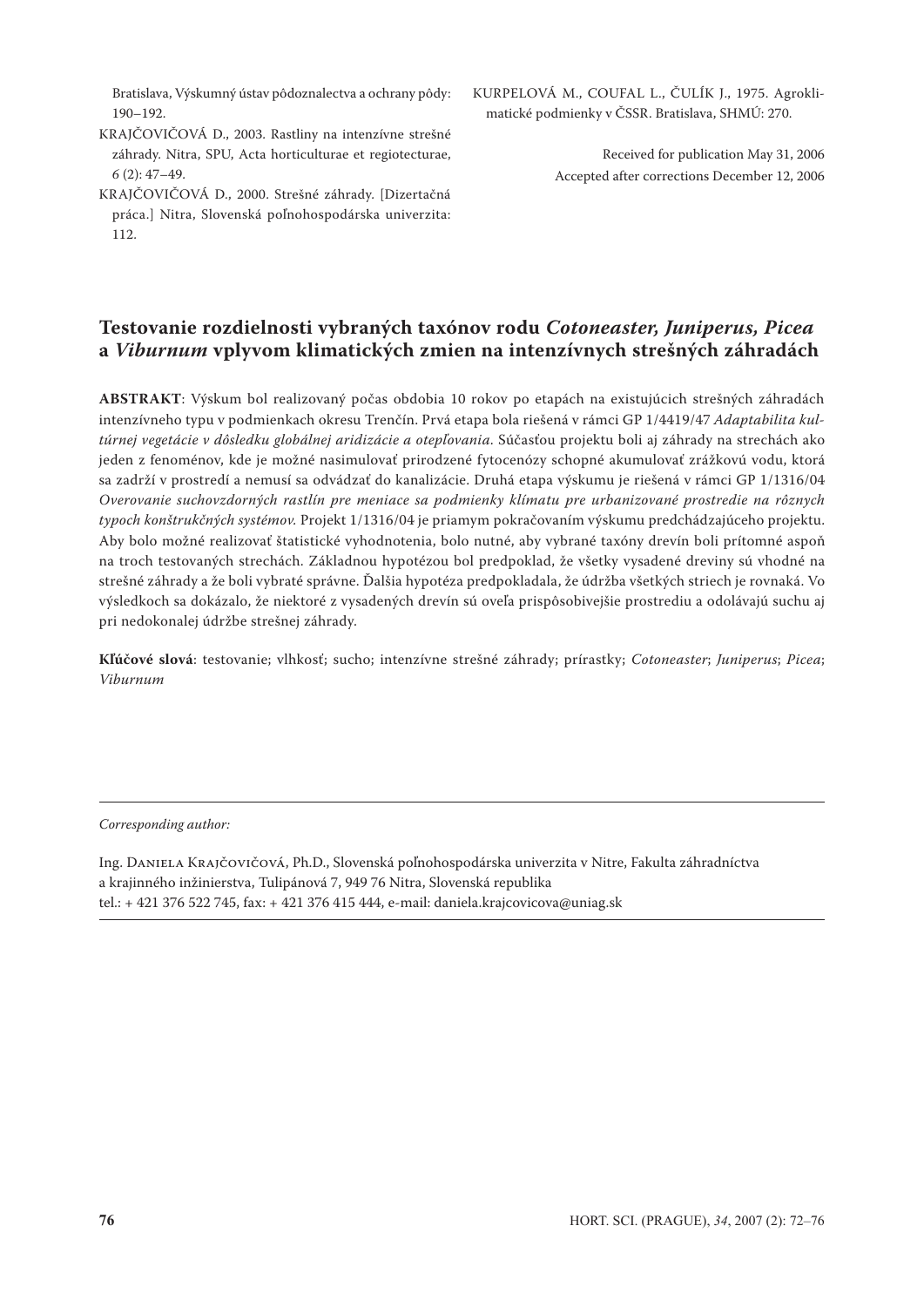Bratislava, Výskumný ústav pôdoznalectva a ochrany pôdy: 190–192.

KRAJČOVIČOVÁ D., 2003. Rastliny na intenzívne strešné záhrady. Nitra, SPU, Acta horticulturae et regiotecturae, *6* (2): 47–49.

KRAJČOVIČOVÁ D., 2000. Strešné záhrady. [Dizertačná práca.] Nitra, Slovenská poľnohospodárska univerzita: 112.

KURPELOVÁ M., COUFAL L., ČULÍK J., 1975. Agroklimatické podmienky v ČSSR. Bratislava, SHMÚ: 270.

Received for publication May 31, 2006
Accepted after corrections December 12, 2006

## Testovanie rozdielnosti vybraných taxónov rodu *Cotoneaster, Juniperus, Picea* a *Viburnum* vplyvom klimatických zmien na intenzívnych strešných záhradách

**ABSTRAKT**: Výskum bol realizovaný počas obdobia 10 rokov po etapách na existujúcich strešných záhradách intenzívneho typu v podmienkach okresu Trenčín. Prvá etapa bola riešená v rámci GP 1/4419/47 *Adaptabilita kultúrnej vegetácie v dôsledku globálnej aridizácie a otepľovania*. Súčasťou projektu boli aj záhrady na strechách ako jeden z fenoménov, kde je možné nasimulovať prirodzené fytocenózy schopné akumulovať zrážkovú vodu, ktorá sa zadrží v prostredí a nemusí sa odvádzať do kanalizácie. Druhá etapa výskumu je riešená v rámci GP 1/1316/04 *Overovanie suchovzdorných rastlín pre meniace sa podmienky klímatu pre urbanizované prostredie na rôznych typoch konštrukčných systémov*. Projekt 1/1316/04 je priamym pokračovaním výskumu predchádzajúceho projektu. Aby bolo možné realizovať štatistické vyhodnotenia, bolo nutné, aby vybrané taxóny drevín boli prítomné aspoň na troch testovaných strechách. Základnou hypotézou bol predpoklad, že všetky vysadené dreviny sú vhodné na strešné záhrady a že boli vybraté správne. Ďalšia hypotéza predpokladala, že údržba všetkých striech je rovnaká. Vo výsledkoch sa dokázalo, že niektoré z vysadených drevín sú oveľa prispôsobivejšie prostrediu a odolávajú suchu aj pri nedokonalej údržbe strešnej záhrady.

**Kľúčové slová**: testovanie; vlhkosť; sucho; intenzívne strešné záhrady; prírastky; *Cotoneaster*; *Juniperus*; *Picea*; *Viburnum*

---

*Corresponding author:*

Ing. Daniela Krajčovičová, Ph.D., Slovenská poľnohospodárska univerzita v Nitre, Fakulta záhradníctva a krajinného inžinierstva, Tulipánová 7, 949 76 Nitra, Slovenská republika
tel.: + 421 376 522 745, fax: + 421 376 415 444, e-mail: daniela.krajcovicova@uniag.sk